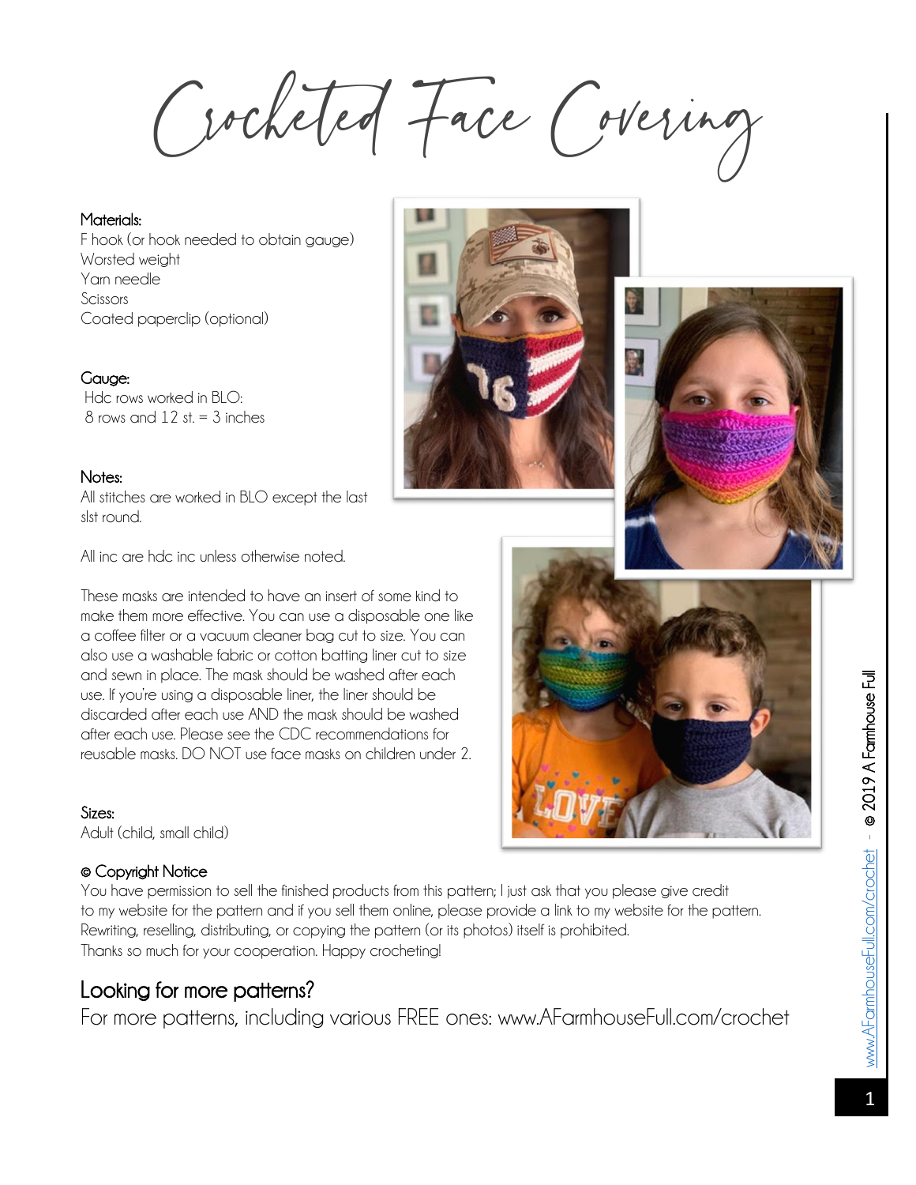# Crocheted Face Covering

**Materials:**
F hook (or hook needed to obtain gauge)
Worsted weight
Yarn needle
Scissors
Coated paperclip (optional)

**Gauge:**
Hdc rows worked in BLO:
8 rows and 12 st. = 3 inches

**Notes:**
All stitches are worked in BLO except the last slst round.

All inc are hdc inc unless otherwise noted.

These masks are intended to have an insert of some kind to make them more effective. You can use a disposable one like a coffee filter or a vacuum cleaner bag cut to size. You can also use a washable fabric or cotton batting liner cut to size and sewn in place. The mask should be washed after each use. If you're using a disposable liner, the liner should be discarded after each use AND the mask should be washed after each use. Please see the CDC recommendations for reusable masks. DO NOT use face masks on children under 2.

**Sizes:**
Adult (child, small child)

**© Copyright Notice**
You have permission to sell the finished products from this pattern; I just ask that you please give credit to my website for the pattern and if you sell them online, please provide a link to my website for the pattern. Rewriting, reselling, distributing, or copying the pattern (or its photos) itself is prohibited.
Thanks so much for your cooperation. Happy crocheting!

## Looking for more patterns?

For more patterns, including various FREE ones: www.AFarmhouseFull.com/crochet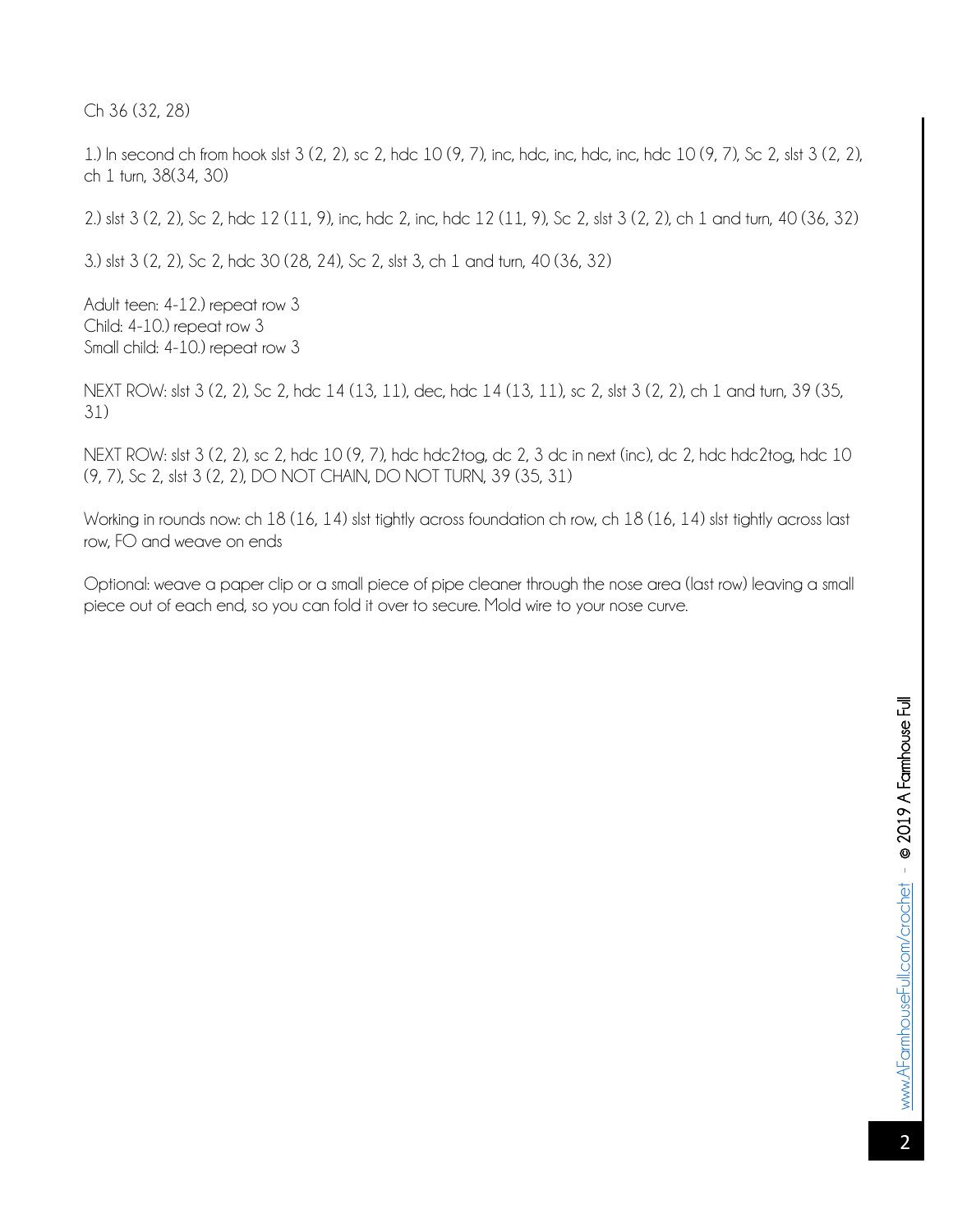Ch 36 (32, 28)

1.) In second ch from hook slst 3 (2, 2), sc 2, hdc 10 (9, 7), inc, hdc, inc, hdc, inc, hdc 10 (9, 7), Sc 2, slst 3 (2, 2), ch 1 turn, 38(34, 30)

2.) slst 3 (2, 2), Sc 2, hdc 12 (11, 9), inc, hdc 2, inc, hdc 12 (11, 9), Sc 2, slst 3 (2, 2), ch 1 and turn, 40 (36, 32)

3.) slst 3 (2, 2), Sc 2, hdc 30 (28, 24), Sc 2, slst 3, ch 1 and turn, 40 (36, 32)

Adult teen: 4-12.) repeat row 3
Child: 4-10.) repeat row 3
Small child: 4-10.) repeat row 3

NEXT ROW: slst 3 (2, 2), Sc 2, hdc 14 (13, 11), dec, hdc 14 (13, 11), sc 2, slst 3 (2, 2), ch 1 and turn, 39 (35, 31)

NEXT ROW: slst 3 (2, 2), sc 2, hdc 10 (9, 7), hdc hdc2tog, dc 2, 3 dc in next (inc), dc 2, hdc hdc2tog, hdc 10 (9, 7), Sc 2, slst 3 (2, 2), DO NOT CHAIN, DO NOT TURN, 39 (35, 31)

Working in rounds now: ch 18 (16, 14) slst tightly across foundation ch row, ch 18 (16, 14) slst tightly across last row, FO and weave on ends

Optional: weave a paper clip or a small piece of pipe cleaner through the nose area (last row) leaving a small piece out of each end, so you can fold it over to secure. Mold wire to your nose curve.